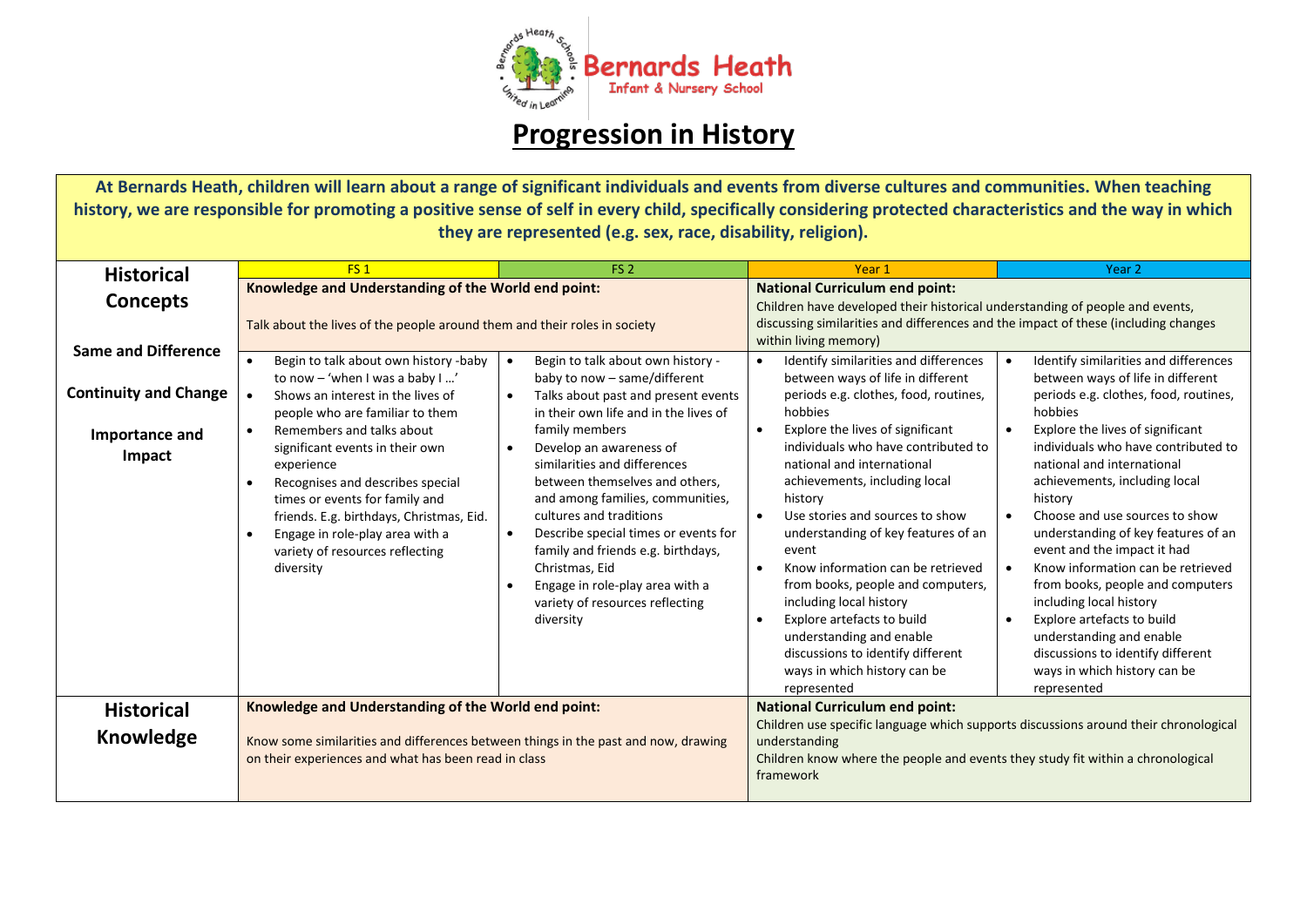Bernards Heath Infant & Nursery School

# Progression in History

**At Bernards Heath, children will learn about a range of significant individuals and events from diverse cultures and communities. When teaching history, we are responsible for promoting a positive sense of self in every child, specifically considering protected characteristics and the way in which they are represented (e.g. sex, race, disability, religion).**

| Historical Concepts | FS 1 | FS 2 | Year 1 | Year 2 |
|---|---|---|---|---|
| | **Knowledge and Understanding of the World end point:** Talk about the lives of the people around them and their roles in society | | **National Curriculum end point:** Children have developed their historical understanding of people and events, discussing similarities and differences and the impact of these (including changes within living memory) | |
| **Same and Difference** **Continuity and Change** **Importance and Impact** | • Begin to talk about own history -baby to now – 'when I was a baby I …'<br>• Shows an interest in the lives of people who are familiar to them<br>• Remembers and talks about significant events in their own experience<br>• Recognises and describes special times or events for family and friends. E.g. birthdays, Christmas, Eid.<br>• Engage in role-play area with a variety of resources reflecting diversity | • Begin to talk about own history - baby to now – same/different<br>• Talks about past and present events in their own life and in the lives of family members<br>• Develop an awareness of similarities and differences between themselves and others, and among families, communities, cultures and traditions<br>• Describe special times or events for family and friends e.g. birthdays, Christmas, Eid<br>• Engage in role-play area with a variety of resources reflecting diversity | • Identify similarities and differences between ways of life in different periods e.g. clothes, food, routines, hobbies<br>• Explore the lives of significant individuals who have contributed to national and international achievements, including local history<br>• Use stories and sources to show understanding of key features of an event<br>• Know information can be retrieved from books, people and computers, including local history<br>• Explore artefacts to build understanding and enable discussions to identify different ways in which history can be represented | • Identify similarities and differences between ways of life in different periods e.g. clothes, food, routines, hobbies<br>• Explore the lives of significant individuals who have contributed to national and international achievements, including local history<br>• Choose and use sources to show understanding of key features of an event and the impact it had<br>• Know information can be retrieved from books, people and computers including local history<br>• Explore artefacts to build understanding and enable discussions to identify different ways in which history can be represented |
| **Historical Knowledge** | **Knowledge and Understanding of the World end point:** Know some similarities and differences between things in the past and now, drawing on their experiences and what has been read in class | | **National Curriculum end point:** Children use specific language which supports discussions around their chronological understanding<br>Children know where the people and events they study fit within a chronological framework | |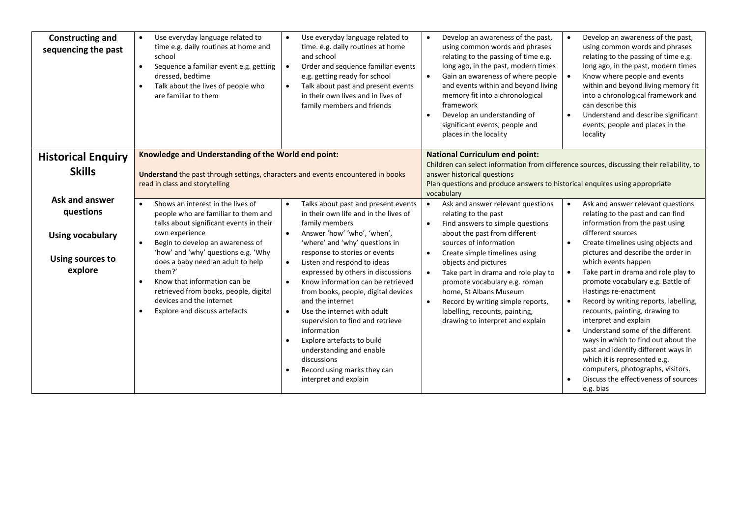| | | | | |
|---|---|---|---|---|
| **Constructing and sequencing the past** | • Use everyday language related to time e.g. daily routines at home and school<br>• Sequence a familiar event e.g. getting dressed, bedtime<br>• Talk about the lives of people who are familiar to them | • Use everyday language related to time. e.g. daily routines at home and school<br>• Order and sequence familiar events e.g. getting ready for school<br>• Talk about past and present events in their own lives and in lives of family members and friends | • Develop an awareness of the past, using common words and phrases relating to the passing of time e.g. long ago, in the past, modern times<br>• Gain an awareness of where people and events within and beyond living memory fit into a chronological framework<br>• Develop an understanding of significant events, people and places in the locality | • Develop an awareness of the past, using common words and phrases relating to the passing of time e.g. long ago, in the past, modern times<br>• Know where people and events within and beyond living memory fit into a chronological framework and can describe this<br>• Understand and describe significant events, people and places in the locality |
| **Historical Enquiry Skills** | **Knowledge and Understanding of the World end point:**<br><br>**Understand** the past through settings, characters and events encountered in books read in class and storytelling | | **National Curriculum end point:**<br>Children can select information from difference sources, discussing their reliability, to answer historical questions<br>Plan questions and produce answers to historical enquires using appropriate vocabulary | |
| **Ask and answer questions**<br><br>**Using vocabulary**<br><br>**Using sources to explore** | • Shows an interest in the lives of people who are familiar to them and talks about significant events in their own experience<br>• Begin to develop an awareness of 'how' and 'why' questions e.g. 'Why does a baby need an adult to help them?'<br>• Know that information can be retrieved from books, people, digital devices and the internet<br>• Explore and discuss artefacts | • Talks about past and present events in their own life and in the lives of family members<br>• Answer 'how' 'who', 'when', 'where' and 'why' questions in response to stories or events<br>• Listen and respond to ideas expressed by others in discussions<br>• Know information can be retrieved from books, people, digital devices and the internet<br>• Use the internet with adult supervision to find and retrieve information<br>• Explore artefacts to build understanding and enable discussions<br>• Record using marks they can interpret and explain | • Ask and answer relevant questions relating to the past<br>• Find answers to simple questions about the past from different sources of information<br>• Create simple timelines using objects and pictures<br>• Take part in drama and role play to promote vocabulary e.g. roman home, St Albans Museum<br>• Record by writing simple reports, labelling, recounts, painting, drawing to interpret and explain | • Ask and answer relevant questions relating to the past and can find information from the past using different sources<br>• Create timelines using objects and pictures and describe the order in which events happen<br>• Take part in drama and role play to promote vocabulary e.g. Battle of Hastings re-enactment<br>• Record by writing reports, labelling, recounts, painting, drawing to interpret and explain<br>• Understand some of the different ways in which to find out about the past and identify different ways in which it is represented e.g. computers, photographs, visitors.<br>• Discuss the effectiveness of sources e.g. bias |